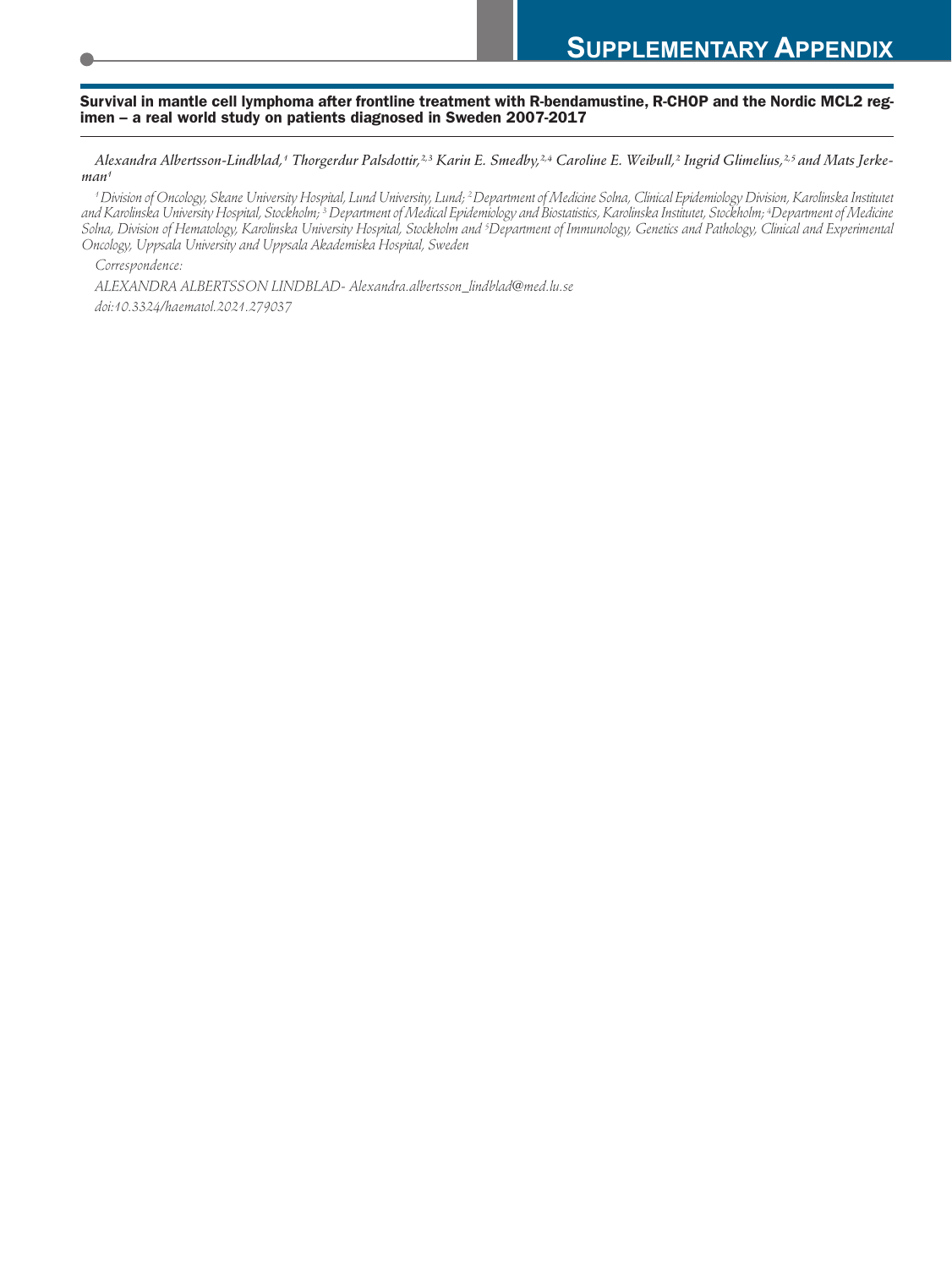# SUPPLEMENTARY APPENDIX

## Survival in mantle cell lymphoma after frontline treatment with R-bendamustine, R-CHOP and the Nordic MCL2 regimen – a real world study on patients diagnosed in Sweden 2007-2017

*Alexandra Albertsson-Lindblad,[1] Thorgerdur Palsdottir,[2,3] Karin E. Smedby,[2,4] Caroline E. Weibull,[2] Ingrid Glimelius,[2,5] and Mats Jerkeman[1]*

*[1] Division of Oncology, Skane University Hospital, Lund University, Lund; [2] Department of Medicine Solna, Clinical Epidemiology Division, Karolinska Institutet and Karolinska University Hospital, Stockholm; [3] Department of Medical Epidemiology and Biostatistics, Karolinska Institutet, Stockholm; [4] Department of Medicine Solna, Division of Hematology, Karolinska University Hospital, Stockholm and [5] Department of Immunology, Genetics and Pathology, Clinical and Experimental Oncology, Uppsala University and Uppsala Akademiska Hospital, Sweden*

*Correspondence:*

*ALEXANDRA ALBERTSSON LINDBLAD- Alexandra.albertsson_lindblad@med.lu.se*

*doi:10.3324/haematol.2021.279037*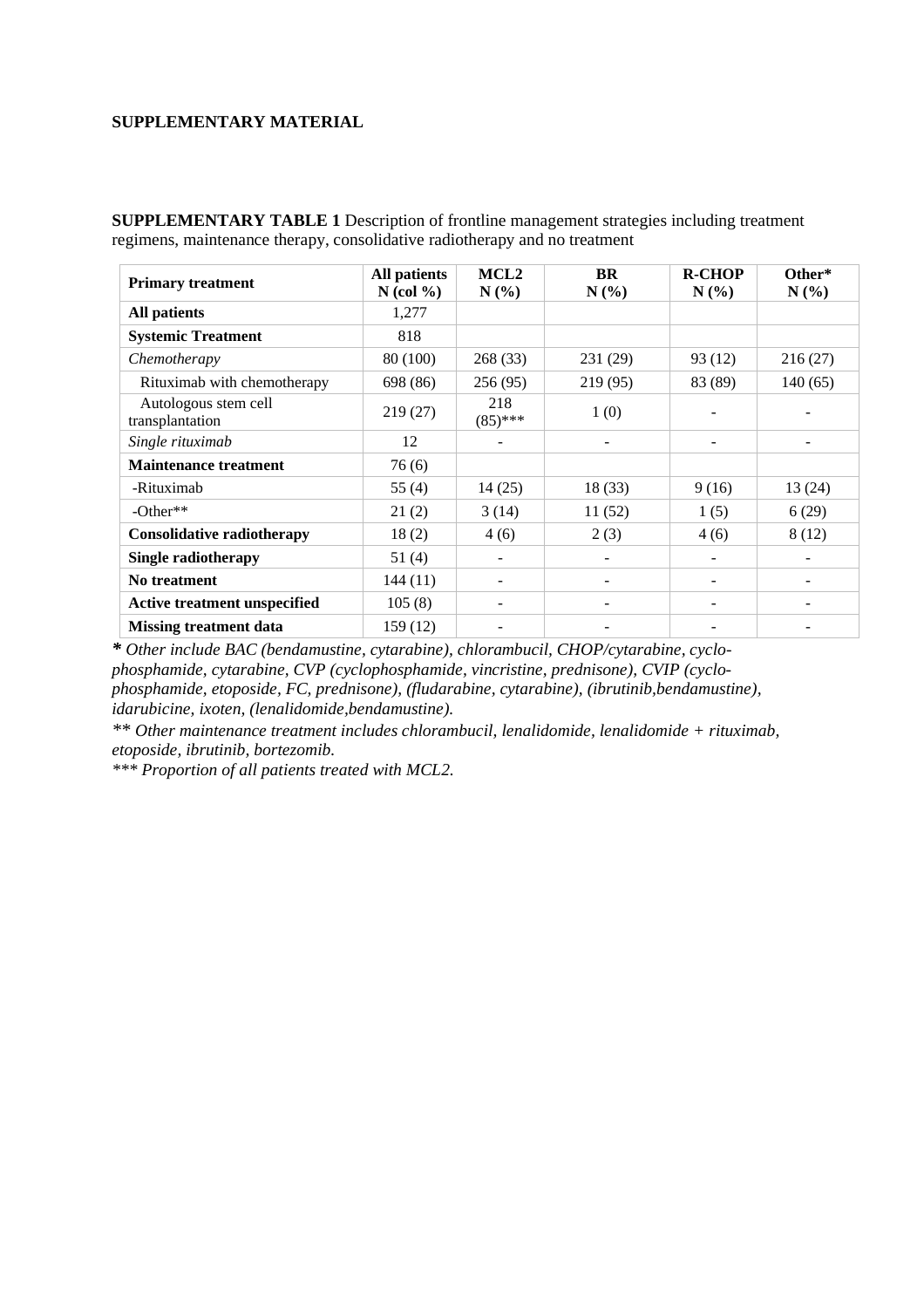**SUPPLEMENTARY MATERIAL**

**SUPPLEMENTARY TABLE 1** Description of frontline management strategies including treatment regimens, maintenance therapy, consolidative radiotherapy and no treatment

| **Primary treatment** | **All patients N (col %)** | **MCL2 N (%)** | **BR N (%)** | **R-CHOP N (%)** | **Other* N (%)** |
|---|---|---|---|---|---|
| **All patients** | 1,277 | | | | |
| **Systemic Treatment** | 818 | | | | |
| *Chemotherapy* | 80 (100) | 268 (33) | 231 (29) | 93 (12) | 216 (27) |
| Rituximab with chemotherapy | 698 (86) | 256 (95) | 219 (95) | 83 (89) | 140 (65) |
| Autologous stem cell transplantation | 219 (27) | 218 (85)*** | 1 (0) | - | - |
| *Single rituximab* | 12 | - | - | - | - |
| **Maintenance treatment** | 76 (6) | | | | |
| -Rituximab | 55 (4) | 14 (25) | 18 (33) | 9 (16) | 13 (24) |
| -Other** | 21 (2) | 3 (14) | 11 (52) | 1 (5) | 6 (29) |
| **Consolidative radiotherapy** | 18 (2) | 4 (6) | 2 (3) | 4 (6) | 8 (12) |
| **Single radiotherapy** | 51 (4) | - | - | - | - |
| **No treatment** | 144 (11) | - | - | - | - |
| **Active treatment unspecified** | 105 (8) | - | - | - | - |
| **Missing treatment data** | 159 (12) | - | - | - | - |

*\* Other include BAC (bendamustine, cytarabine), chlorambucil, CHOP/cytarabine, cyclo-phosphamide, cytarabine, CVP (cyclophosphamide, vincristine, prednisone), CVIP (cyclo-phosphamide, etoposide, FC, prednisone), (fludarabine, cytarabine), (ibrutinib,bendamustine), idarubicine, ixoten, (lenalidomide,bendamustine).*

*\*\* Other maintenance treatment includes chlorambucil, lenalidomide, lenalidomide + rituximab, etoposide, ibrutinib, bortezomib.*

*\*\*\* Proportion of all patients treated with MCL2.*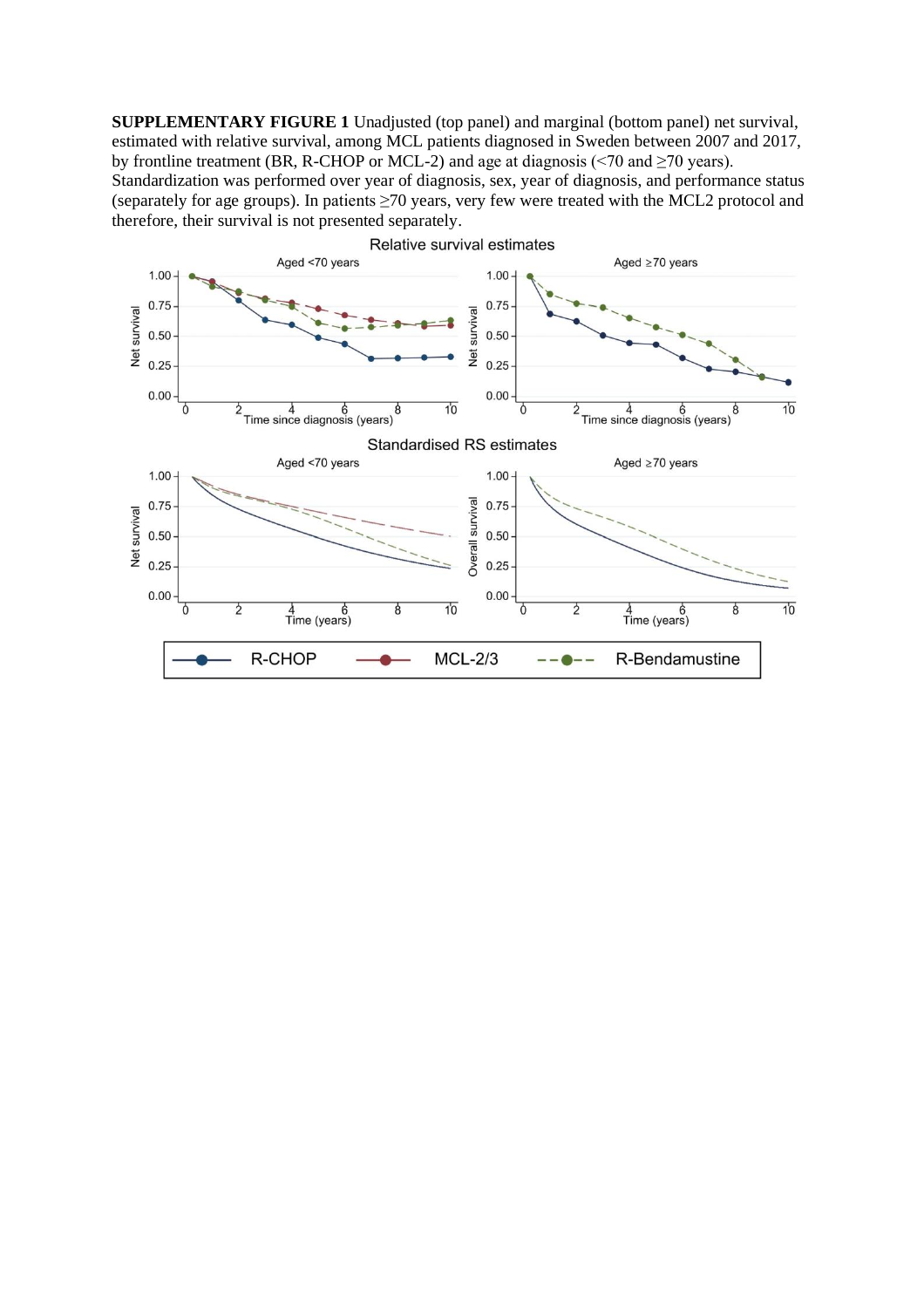**SUPPLEMENTARY FIGURE 1** Unadjusted (top panel) and marginal (bottom panel) net survival, estimated with relative survival, among MCL patients diagnosed in Sweden between 2007 and 2017, by frontline treatment (BR, R-CHOP or MCL-2) and age at diagnosis (<70 and ≥70 years). Standardization was performed over year of diagnosis, sex, year of diagnosis, and performance status (separately for age groups). In patients ≥70 years, very few were treated with the MCL2 protocol and therefore, their survival is not presented separately.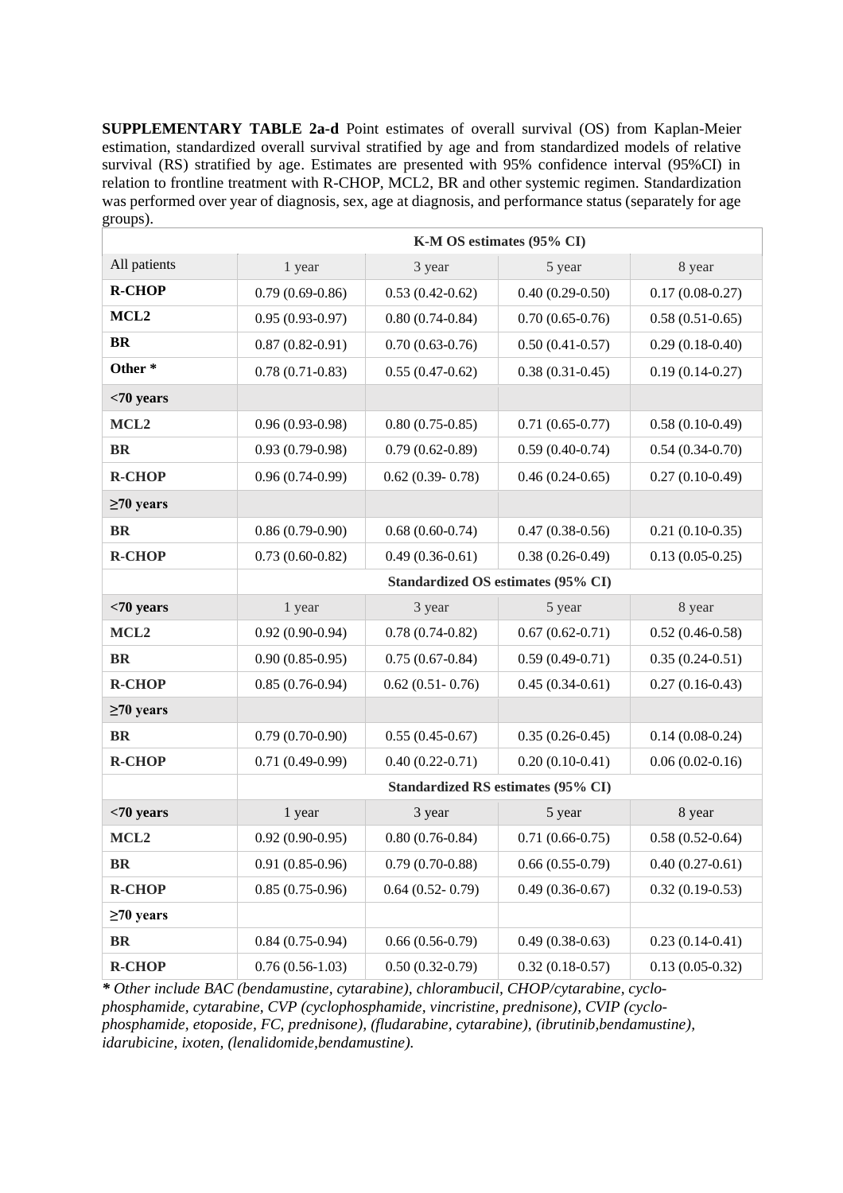**SUPPLEMENTARY TABLE 2a-d** Point estimates of overall survival (OS) from Kaplan-Meier estimation, standardized overall survival stratified by age and from standardized models of relative survival (RS) stratified by age. Estimates are presented with 95% confidence interval (95%CI) in relation to frontline treatment with R-CHOP, MCL2, BR and other systemic regimen. Standardization was performed over year of diagnosis, sex, age at diagnosis, and performance status (separately for age groups).

| | **K-M OS estimates (95% CI)** | | | |
|---|---|---|---|---|
| All patients | 1 year | 3 year | 5 year | 8 year |
| **R-CHOP** | 0.79 (0.69-0.86) | 0.53 (0.42-0.62) | 0.40 (0.29-0.50) | 0.17 (0.08-0.27) |
| **MCL2** | 0.95 (0.93-0.97) | 0.80 (0.74-0.84) | 0.70 (0.65-0.76) | 0.58 (0.51-0.65) |
| **BR** | 0.87 (0.82-0.91) | 0.70 (0.63-0.76) | 0.50 (0.41-0.57) | 0.29 (0.18-0.40) |
| **Other *** | 0.78 (0.71-0.83) | 0.55 (0.47-0.62) | 0.38 (0.31-0.45) | 0.19 (0.14-0.27) |
| **<70 years** | | | | |
| **MCL2** | 0.96 (0.93-0.98) | 0.80 (0.75-0.85) | 0.71 (0.65-0.77) | 0.58 (0.10-0.49) |
| **BR** | 0.93 (0.79-0.98) | 0.79 (0.62-0.89) | 0.59 (0.40-0.74) | 0.54 (0.34-0.70) |
| **R-CHOP** | 0.96 (0.74-0.99) | 0.62 (0.39- 0.78) | 0.46 (0.24-0.65) | 0.27 (0.10-0.49) |
| **≥70 years** | | | | |
| **BR** | 0.86 (0.79-0.90) | 0.68 (0.60-0.74) | 0.47 (0.38-0.56) | 0.21 (0.10-0.35) |
| **R-CHOP** | 0.73 (0.60-0.82) | 0.49 (0.36-0.61) | 0.38 (0.26-0.49) | 0.13 (0.05-0.25) |
| | **Standardized OS estimates (95% CI)** | | | |
| **<70 years** | 1 year | 3 year | 5 year | 8 year |
| **MCL2** | 0.92 (0.90-0.94) | 0.78 (0.74-0.82) | 0.67 (0.62-0.71) | 0.52 (0.46-0.58) |
| **BR** | 0.90 (0.85-0.95) | 0.75 (0.67-0.84) | 0.59 (0.49-0.71) | 0.35 (0.24-0.51) |
| **R-CHOP** | 0.85 (0.76-0.94) | 0.62 (0.51- 0.76) | 0.45 (0.34-0.61) | 0.27 (0.16-0.43) |
| **≥70 years** | | | | |
| **BR** | 0.79 (0.70-0.90) | 0.55 (0.45-0.67) | 0.35 (0.26-0.45) | 0.14 (0.08-0.24) |
| **R-CHOP** | 0.71 (0.49-0.99) | 0.40 (0.22-0.71) | 0.20 (0.10-0.41) | 0.06 (0.02-0.16) |
| | **Standardized RS estimates (95% CI)** | | | |
| **<70 years** | 1 year | 3 year | 5 year | 8 year |
| **MCL2** | 0.92 (0.90-0.95) | 0.80 (0.76-0.84) | 0.71 (0.66-0.75) | 0.58 (0.52-0.64) |
| **BR** | 0.91 (0.85-0.96) | 0.79 (0.70-0.88) | 0.66 (0.55-0.79) | 0.40 (0.27-0.61) |
| **R-CHOP** | 0.85 (0.75-0.96) | 0.64 (0.52- 0.79) | 0.49 (0.36-0.67) | 0.32 (0.19-0.53) |
| **≥70 years** | | | | |
| **BR** | 0.84 (0.75-0.94) | 0.66 (0.56-0.79) | 0.49 (0.38-0.63) | 0.23 (0.14-0.41) |
| **R-CHOP** | 0.76 (0.56-1.03) | 0.50 (0.32-0.79) | 0.32 (0.18-0.57) | 0.13 (0.05-0.32) |

*&ast; Other include BAC (bendamustine, cytarabine), chlorambucil, CHOP/cytarabine, cyclophosphamide, cytarabine, CVP (cyclophosphamide, vincristine, prednisone), CVIP (cyclophosphamide, etoposide, FC, prednisone), (fludarabine, cytarabine), (ibrutinib,bendamustine), idarubicine, ixoten, (lenalidomide,bendamustine).*